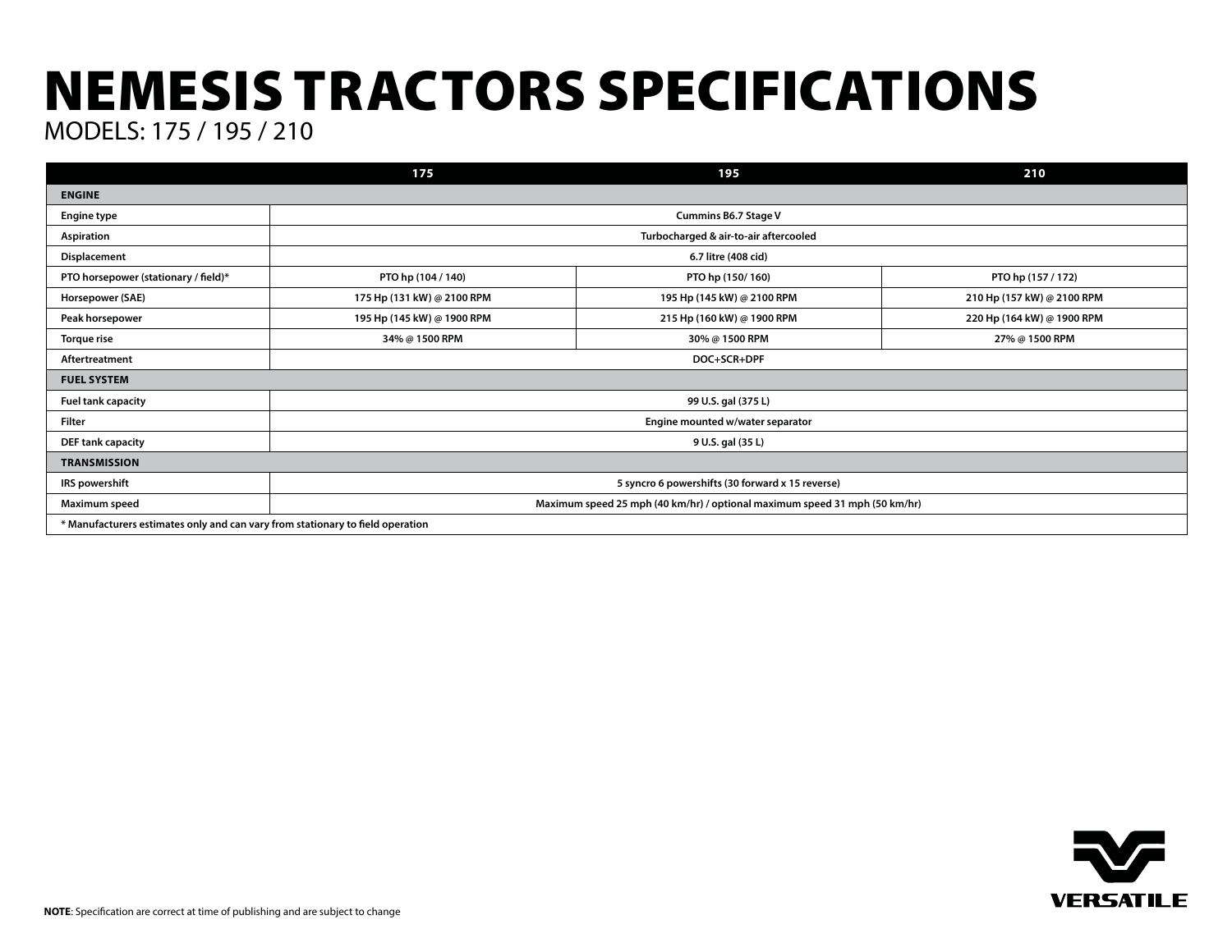# NEMESIS TRACTORS SPECIFICATIONS

MODELS: 175 / 195 / 210

| | 175 | 195 | 210 |
|---|---|---|---|
| **ENGINE** | | | |
| Engine type | Cummins B6.7 Stage V | | |
| Aspiration | Turbocharged & air-to-air aftercooled | | |
| Displacement | 6.7 litre (408 cid) | | |
| PTO horsepower (stationary / field)* | PTO hp (104 / 140) | PTO hp (150/ 160) | PTO hp (157 / 172) |
| Horsepower (SAE) | 175 Hp (131 kW) @ 2100 RPM | 195 Hp (145 kW) @ 2100 RPM | 210 Hp (157 kW) @ 2100 RPM |
| Peak horsepower | 195 Hp (145 kW) @ 1900 RPM | 215 Hp (160 kW) @ 1900 RPM | 220 Hp (164 kW) @ 1900 RPM |
| Torque rise | 34% @ 1500 RPM | 30% @ 1500 RPM | 27% @ 1500 RPM |
| Aftertreatment | DOC+SCR+DPF | | |
| **FUEL SYSTEM** | | | |
| Fuel tank capacity | 99 U.S. gal (375 L) | | |
| Filter | Engine mounted w/water separator | | |
| DEF tank capacity | 9 U.S. gal (35 L) | | |
| **TRANSMISSION** | | | |
| IRS powershift | 5 syncro 6 powershifts (30 forward x 15 reverse) | | |
| Maximum speed | Maximum speed 25 mph (40 km/hr) / optional maximum speed 31 mph (50 km/hr) | | |
| * Manufacturers estimates only and can vary from stationary to field operation | | | |

**NOTE**: Specification are correct at time of publishing and are subject to change

VERSATILE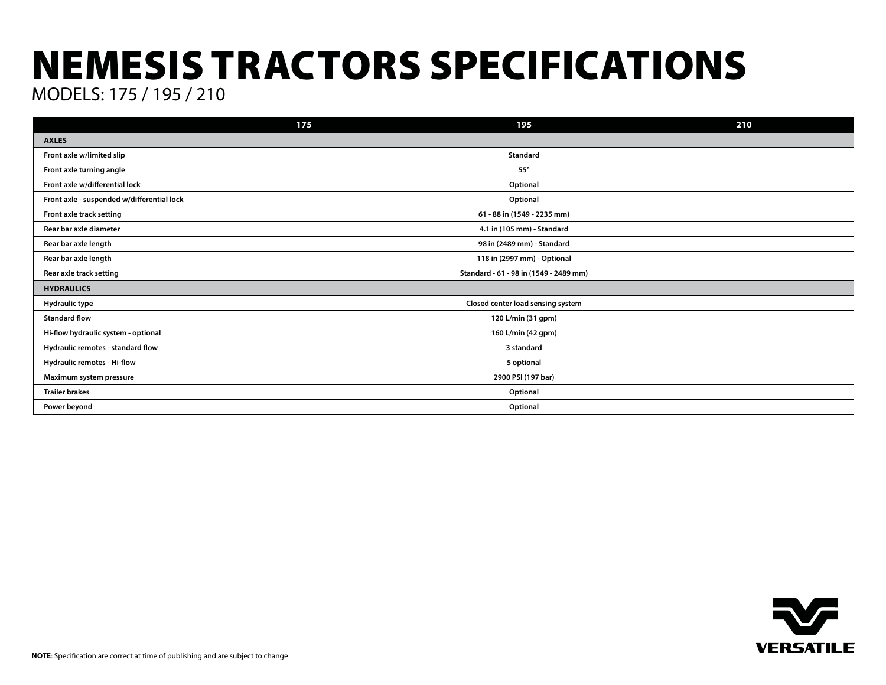# NEMESIS TRACTORS SPECIFICATIONS

MODELS: 175 / 195 / 210

| | 175 | 195 | 210 |
|---|---|---|---|
| **AXLES** | | | |
| Front axle w/limited slip | | Standard | |
| Front axle turning angle | | 55° | |
| Front axle w/differential lock | | Optional | |
| Front axle - suspended w/differential lock | | Optional | |
| Front axle track setting | | 61 - 88 in (1549 - 2235 mm) | |
| Rear bar axle diameter | | 4.1 in (105 mm) - Standard | |
| Rear bar axle length | | 98 in (2489 mm) - Standard | |
| Rear bar axle length | | 118 in (2997 mm) - Optional | |
| Rear axle track setting | | Standard - 61 - 98 in (1549 - 2489 mm) | |
| **HYDRAULICS** | | | |
| Hydraulic type | | Closed center load sensing system | |
| Standard flow | | 120 L/min (31 gpm) | |
| Hi-flow hydraulic system - optional | | 160 L/min (42 gpm) | |
| Hydraulic remotes - standard flow | | 3 standard | |
| Hydraulic remotes - Hi-flow | | 5 optional | |
| Maximum system pressure | | 2900 PSI (197 bar) | |
| Trailer brakes | | Optional | |
| Power beyond | | Optional | |

VERSATILE

**NOTE**: Specification are correct at time of publishing and are subject to change